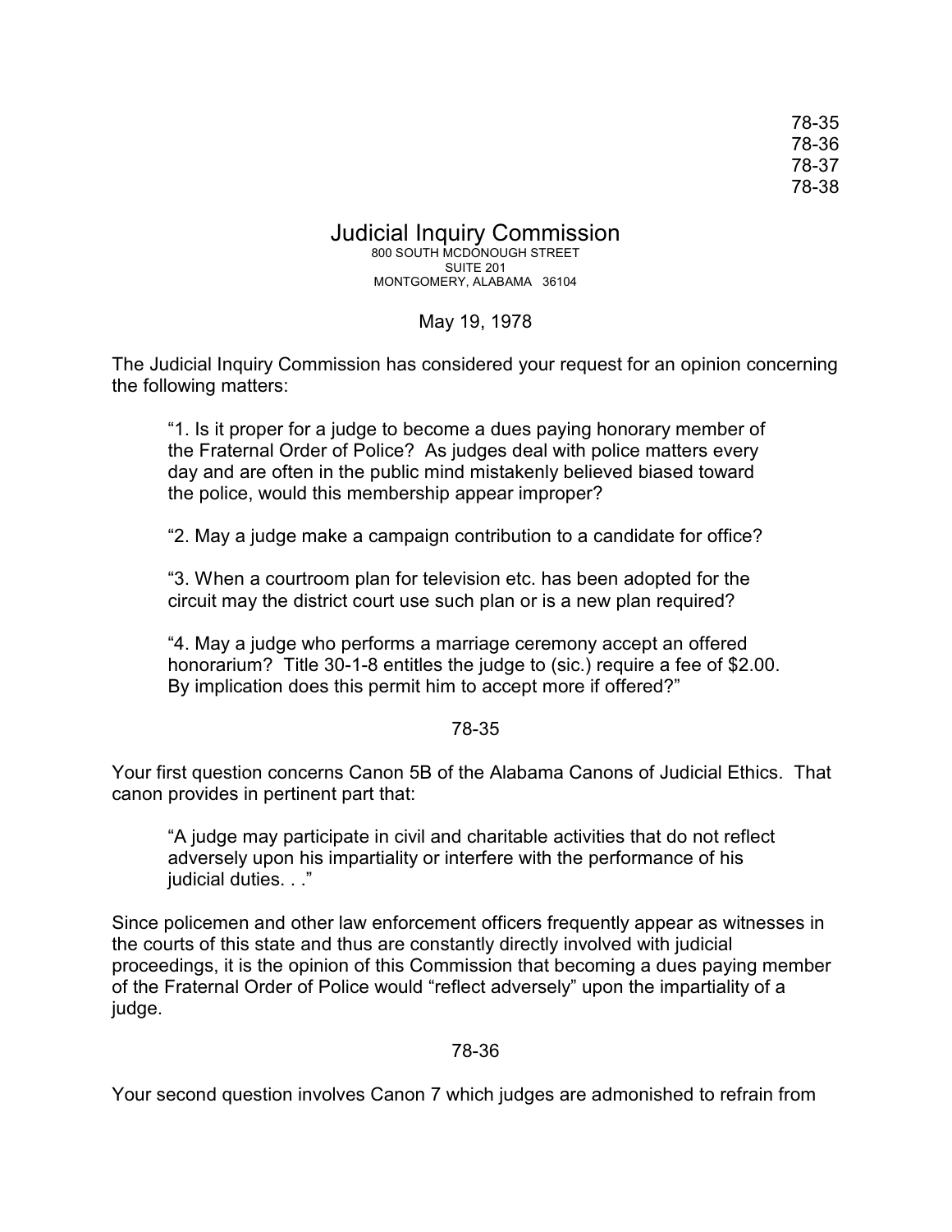78-35
78-36
78-37
78-38

# Judicial Inquiry Commission

800 SOUTH MCDONOUGH STREET
SUITE 201
MONTGOMERY, ALABAMA 36104

May 19, 1978

The Judicial Inquiry Commission has considered your request for an opinion concerning the following matters:

> "1. Is it proper for a judge to become a dues paying honorary member of the Fraternal Order of Police? As judges deal with police matters every day and are often in the public mind mistakenly believed biased toward the police, would this membership appear improper?
>
> "2. May a judge make a campaign contribution to a candidate for office?
>
> "3. When a courtroom plan for television etc. has been adopted for the circuit may the district court use such plan or is a new plan required?
>
> "4. May a judge who performs a marriage ceremony accept an offered honorarium? Title 30-1-8 entitles the judge to (sic.) require a fee of $2.00. By implication does this permit him to accept more if offered?"

## 78-35

Your first question concerns Canon 5B of the Alabama Canons of Judicial Ethics. That canon provides in pertinent part that:

> "A judge may participate in civil and charitable activities that do not reflect adversely upon his impartiality or interfere with the performance of his judicial duties. . ."

Since policemen and other law enforcement officers frequently appear as witnesses in the courts of this state and thus are constantly directly involved with judicial proceedings, it is the opinion of this Commission that becoming a dues paying member of the Fraternal Order of Police would "reflect adversely" upon the impartiality of a judge.

## 78-36

Your second question involves Canon 7 which judges are admonished to refrain from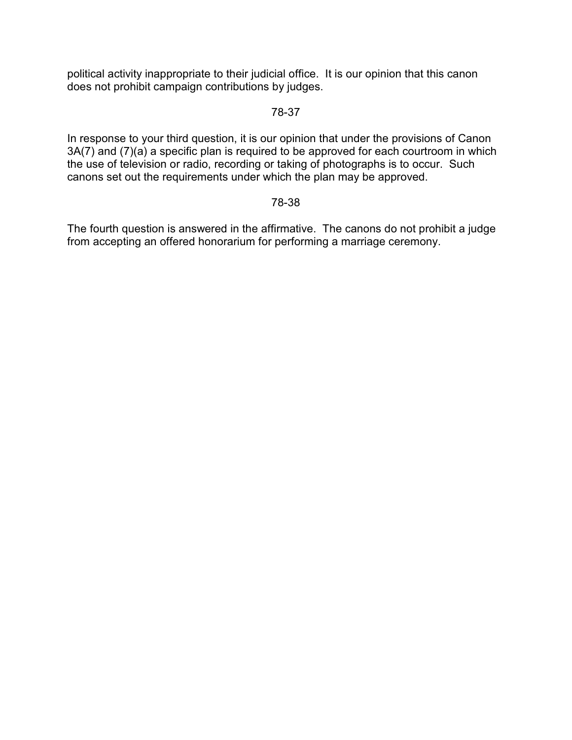political activity inappropriate to their judicial office. It is our opinion that this canon does not prohibit campaign contributions by judges.

78-37

In response to your third question, it is our opinion that under the provisions of Canon 3A(7) and (7)(a) a specific plan is required to be approved for each courtroom in which the use of television or radio, recording or taking of photographs is to occur. Such canons set out the requirements under which the plan may be approved.

78-38

The fourth question is answered in the affirmative. The canons do not prohibit a judge from accepting an offered honorarium for performing a marriage ceremony.